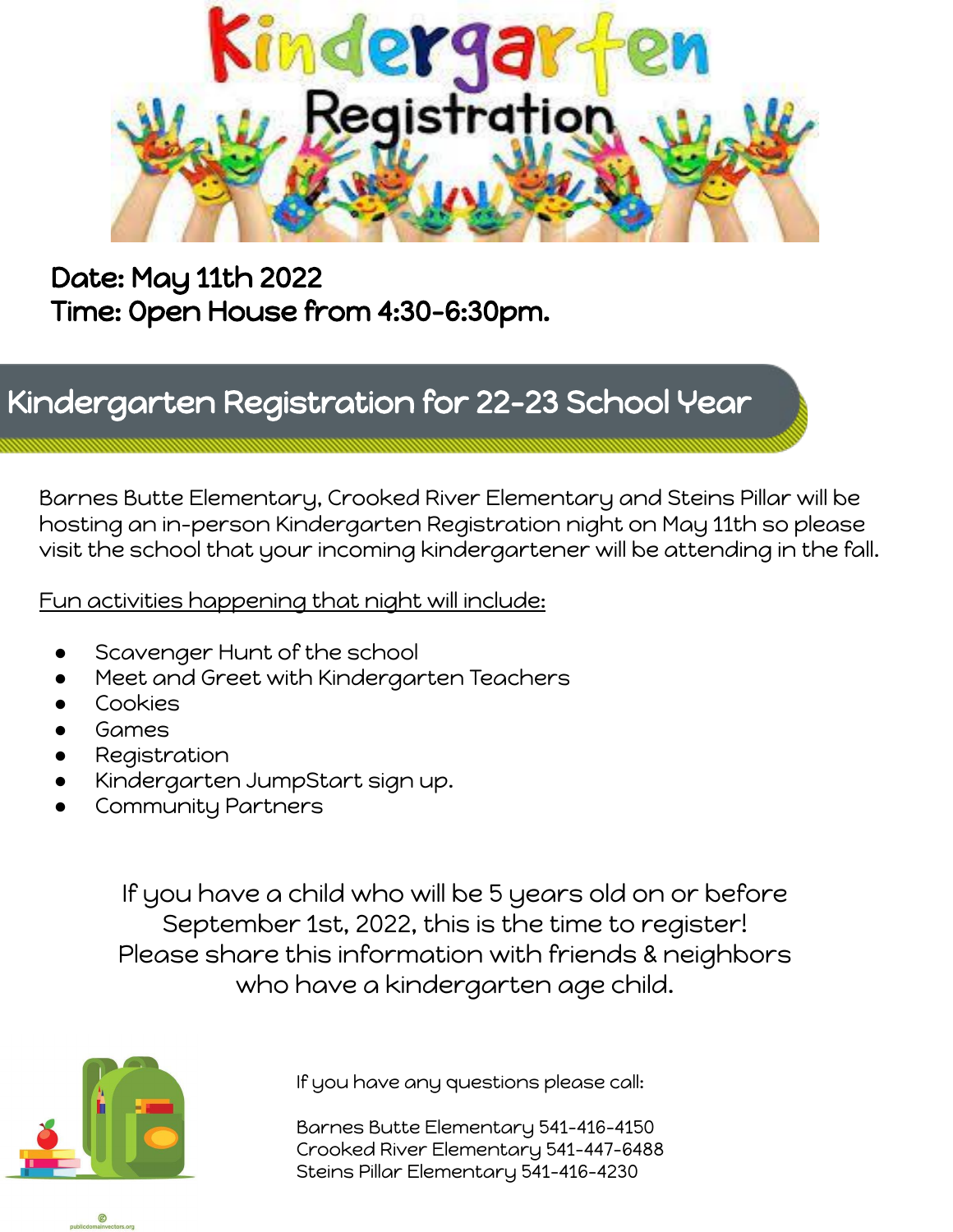# Kindergarten Registration

**Date: May 11th 2022**
**Time: Open House from 4:30-6:30pm.**

## Kindergarten Registration for 22-23 School Year

Barnes Butte Elementary, Crooked River Elementary and Steins Pillar will be hosting an in-person Kindergarten Registration night on May 11th so please visit the school that your incoming kindergartener will be attending in the fall.

<u>Fun activities happening that night will include:</u>

- Scavenger Hunt of the school
- Meet and Greet with Kindergarten Teachers
- Cookies
- Games
- Registration
- Kindergarten JumpStart sign up.
- Community Partners

If you have a child who will be 5 years old on or before September 1st, 2022, this is the time to register! Please share this information with friends & neighbors who have a kindergarten age child.

If you have any questions please call:

Barnes Butte Elementary 541-416-4150
Crooked River Elementary 541-447-6488
Steins Pillar Elementary 541-416-4230

publicdomainvectors.org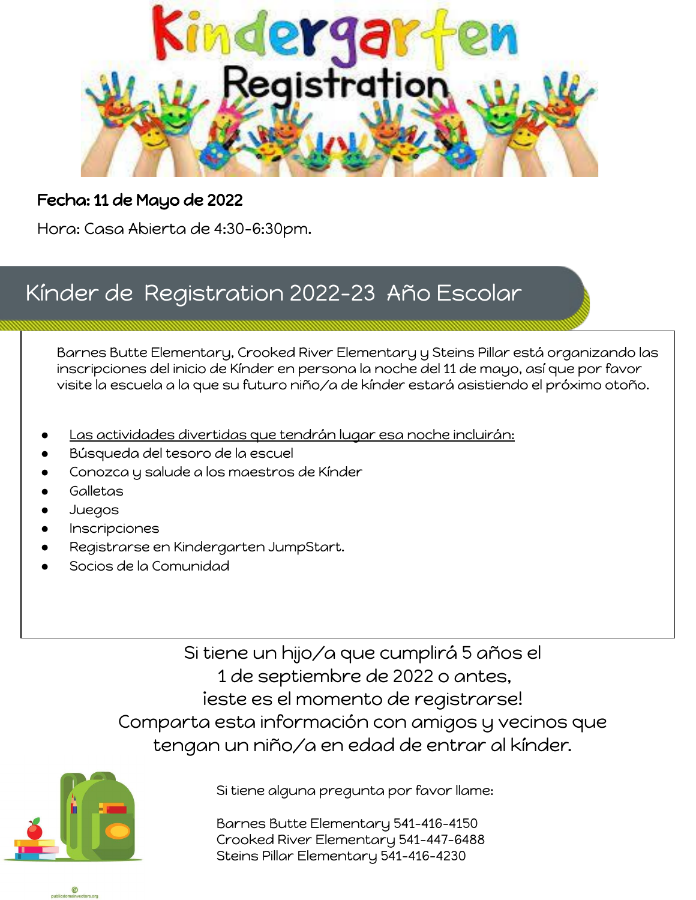# Kindergarten Registration

**Fecha: 11 de Mayo de 2022**

Hora: Casa Abierta de 4:30-6:30pm.

## Kínder de Registration 2022-23 Año Escolar

Barnes Butte Elementary, Crooked River Elementary y Steins Pillar está organizando las inscripciones del inicio de Kínder en persona la noche del 11 de mayo, así que por favor visite la escuela a la que su futuro niño/a de kínder estará asistiendo el próximo otoño.

- Las actividades divertidas que tendrán lugar esa noche incluirán:
- Búsqueda del tesoro de la escuel
- Conozca y salude a los maestros de Kínder
- Galletas
- Juegos
- Inscripciones
- Registrarse en Kindergarten JumpStart.
- Socios de la Comunidad

Si tiene un hijo/a que cumplirá 5 años el 1 de septiembre de 2022 o antes, ¡este es el momento de registrarse! Comparta esta información con amigos y vecinos que tengan un niño/a en edad de entrar al kínder.

Si tiene alguna pregunta por favor llame:

Barnes Butte Elementary 541-416-4150
Crooked River Elementary 541-447-6488
Steins Pillar Elementary 541-416-4230